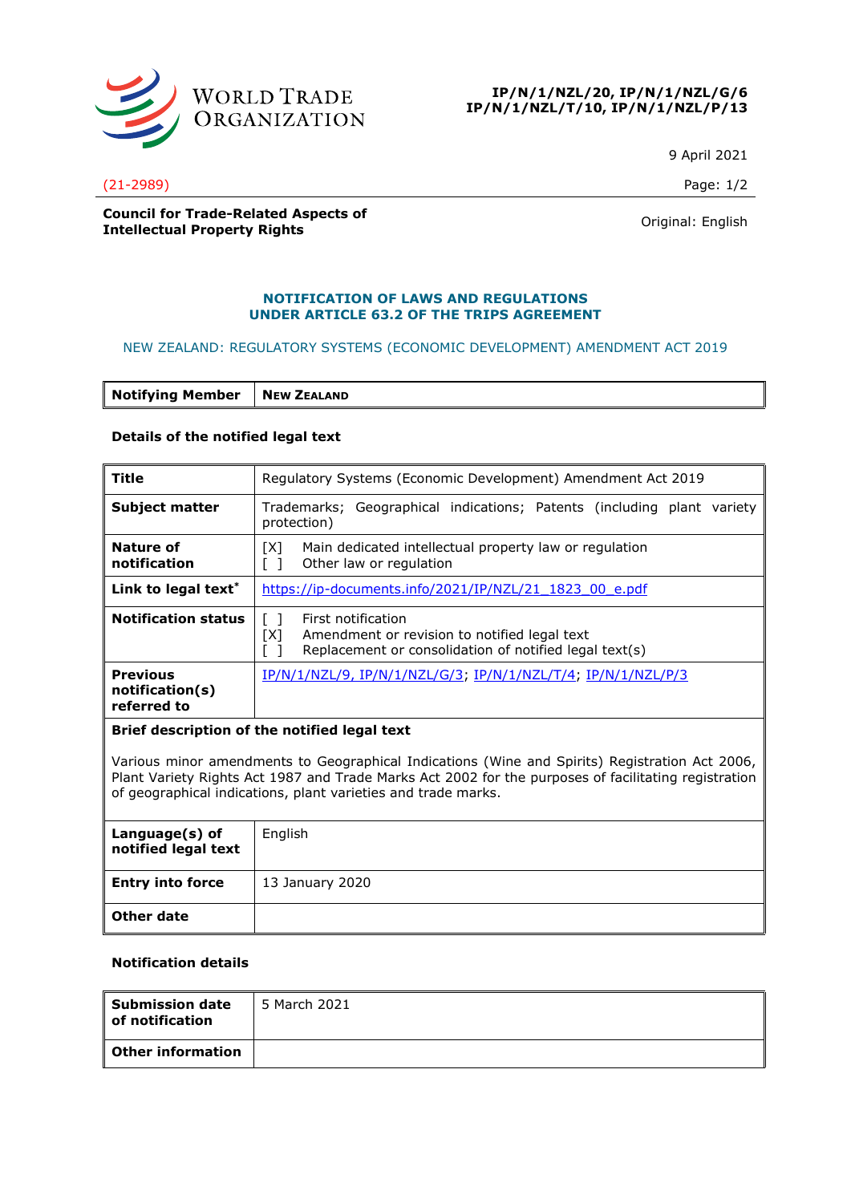WORLD TRADE ORGANIZATION

**IP/N/1/NZL/20, IP/N/1/NZL/G/6**
**IP/N/1/NZL/T/10, IP/N/1/NZL/P/13**

9 April 2021

(21-2989)

**Council for Trade-Related Aspects of Intellectual Property Rights**

Original: English

## NOTIFICATION OF LAWS AND REGULATIONS UNDER ARTICLE 63.2 OF THE TRIPS AGREEMENT

NEW ZEALAND: REGULATORY SYSTEMS (ECONOMIC DEVELOPMENT) AMENDMENT ACT 2019

| **Notifying Member** | **NEW ZEALAND** |
|---|---|

### Details of the notified legal text

| | |
|---|---|
| **Title** | Regulatory Systems (Economic Development) Amendment Act 2019 |
| **Subject matter** | Trademarks; Geographical indications; Patents (including plant variety protection) |
| **Nature of notification** | [X] Main dedicated intellectual property law or regulation<br>[ ] Other law or regulation |
| **Link to legal text*** | https://ip-documents.info/2021/IP/NZL/21_1823_00_e.pdf |
| **Notification status** | [ ] First notification<br>[X] Amendment or revision to notified legal text<br>[ ] Replacement or consolidation of notified legal text(s) |
| **Previous notification(s) referred to** | IP/N/1/NZL/9, IP/N/1/NZL/G/3; IP/N/1/NZL/T/4; IP/N/1/NZL/P/3 |
| **Brief description of the notified legal text** | Various minor amendments to Geographical Indications (Wine and Spirits) Registration Act 2006, Plant Variety Rights Act 1987 and Trade Marks Act 2002 for the purposes of facilitating registration of geographical indications, plant varieties and trade marks. |
| **Language(s) of notified legal text** | English |
| **Entry into force** | 13 January 2020 |
| **Other date** | |

### Notification details

| | |
|---|---|
| **Submission date of notification** | 5 March 2021 |
| **Other information** | |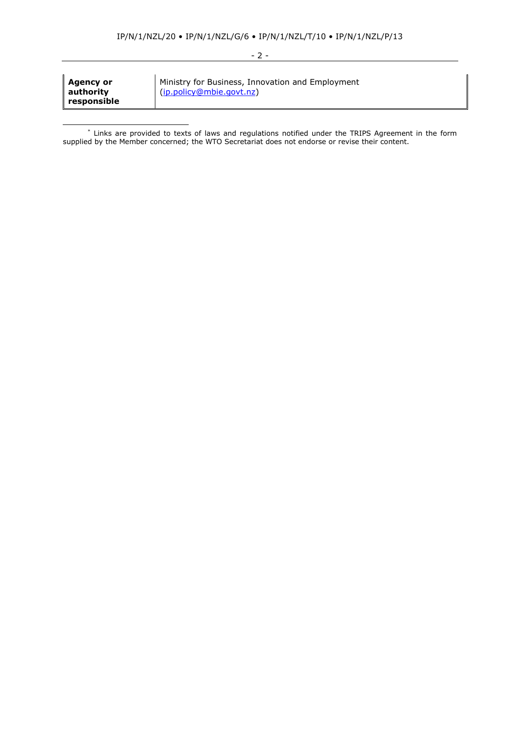| | |
|---|---|
| **Agency or authority responsible** | Ministry for Business, Innovation and Employment (ip.policy@mbie.govt.nz) |

[*] Links are provided to texts of laws and regulations notified under the TRIPS Agreement in the form supplied by the Member concerned; the WTO Secretariat does not endorse or revise their content.